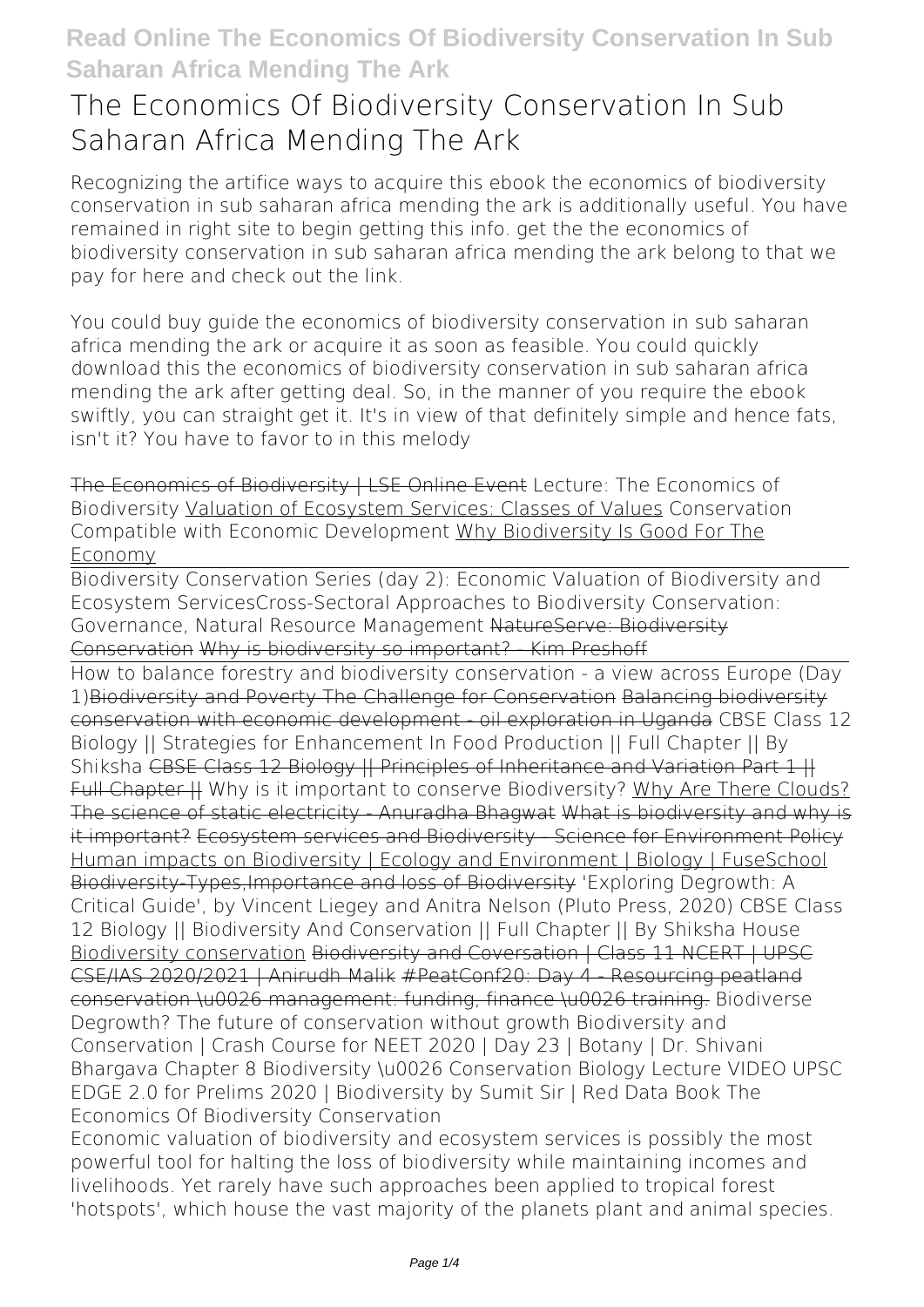# The Economics Of Biodiversity Conservation In Sub Saharan Africa Mending The Ark

Recognizing the artifice ways to acquire this ebook the economics of biodiversity conservation in sub saharan africa mending the ark is additionally useful. You have remained in right site to begin getting this info. get the the economics of biodiversity conservation in sub saharan africa mending the ark belong to that we pay for here and check out the link.

You could buy guide the economics of biodiversity conservation in sub saharan africa mending the ark or acquire it as soon as feasible. You could quickly download this the economics of biodiversity conservation in sub saharan africa mending the ark after getting deal. So, in the manner of you require the ebook swiftly, you can straight get it. It's in view of that definitely simple and hence fats, isn't it? You have to favor to in this melody

The Economics of Biodiversity | LSE Online Event Lecture: The Economics of Biodiversity Valuation of Ecosystem Services: Classes of Values Conservation Compatible with Economic Development Why Biodiversity Is Good For The Economy

Biodiversity Conservation Series (day 2): Economic Valuation of Biodiversity and Ecosystem ServicesCross-Sectoral Approaches to Biodiversity Conservation: Governance, Natural Resource Management NatureServe: Biodiversity Conservation Why is biodiversity so important? - Kim Preshoff

How to balance forestry and biodiversity conservation - a view across Europe (Day 1)Biodiversity and Poverty The Challenge for Conservation Balancing biodiversity conservation with economic development - oil exploration in Uganda CBSE Class 12 Biology || Strategies for Enhancement In Food Production || Full Chapter || By Shiksha CBSE Class 12 Biology || Principles of Inheritance and Variation Part 1 || Full Chapter || Why is it important to conserve Biodiversity? Why Are There Clouds? The science of static electricity - Anuradha Bhagwat What is biodiversity and why is it important? Ecosystem services and Biodiversity - Science for Environment Policy Human impacts on Biodiversity | Ecology and Environment | Biology | FuseSchool Biodiversity-Types,Importance and loss of Biodiversity 'Exploring Degrowth: A Critical Guide', by Vincent Liegey and Anitra Nelson (Pluto Press, 2020) CBSE Class 12 Biology || Biodiversity And Conservation || Full Chapter || By Shiksha House Biodiversity conservation Biodiversity and Coversation | Class 11 NCERT | UPSC CSE/IAS 2020/2021 | Anirudh Malik #PeatConf20: Day 4 - Resourcing peatland conservation \u0026 management: funding, finance \u0026 training. Biodiverse Degrowth? The future of conservation without growth Biodiversity and Conservation | Crash Course for NEET 2020 | Day 23 | Botany | Dr. Shivani Bhargava Chapter 8 Biodiversity \u0026 Conservation Biology Lecture VIDEO UPSC EDGE 2.0 for Prelims 2020 | Biodiversity by Sumit Sir | Red Data Book The Economics Of Biodiversity Conservation

Economic valuation of biodiversity and ecosystem services is possibly the most powerful tool for halting the loss of biodiversity while maintaining incomes and livelihoods. Yet rarely have such approaches been applied to tropical forest 'hotspots', which house the vast majority of the planets plant and animal species.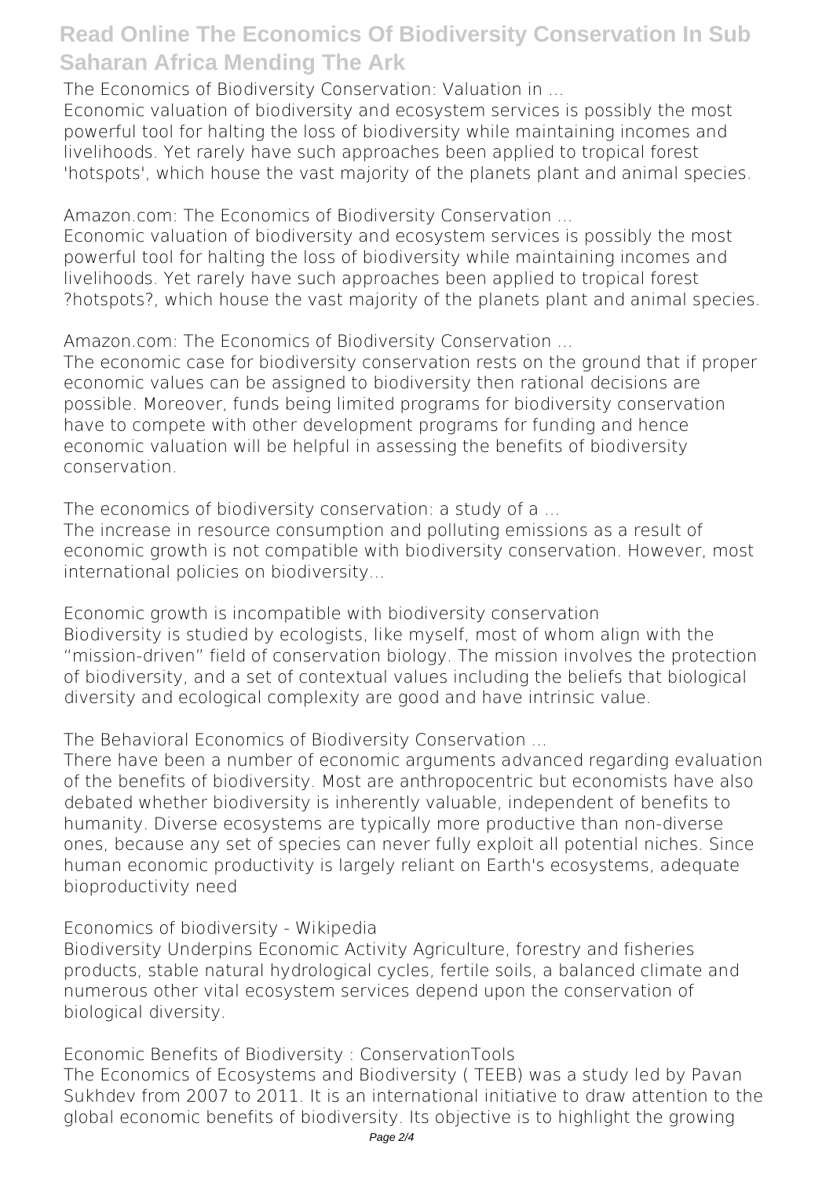**The Economics of Biodiversity Conservation: Valuation in ...**

Economic valuation of biodiversity and ecosystem services is possibly the most powerful tool for halting the loss of biodiversity while maintaining incomes and livelihoods. Yet rarely have such approaches been applied to tropical forest 'hotspots', which house the vast majority of the planets plant and animal species.

**Amazon.com: The Economics of Biodiversity Conservation ...**

Economic valuation of biodiversity and ecosystem services is possibly the most powerful tool for halting the loss of biodiversity while maintaining incomes and livelihoods. Yet rarely have such approaches been applied to tropical forest ?hotspots?, which house the vast majority of the planets plant and animal species.

**Amazon.com: The Economics of Biodiversity Conservation ...**

The economic case for biodiversity conservation rests on the ground that if proper economic values can be assigned to biodiversity then rational decisions are possible. Moreover, funds being limited programs for biodiversity conservation have to compete with other development programs for funding and hence economic valuation will be helpful in assessing the benefits of biodiversity conservation.

**The economics of biodiversity conservation: a study of a ...**

The increase in resource consumption and polluting emissions as a result of economic growth is not compatible with biodiversity conservation. However, most international policies on biodiversity...

**Economic growth is incompatible with biodiversity conservation**

Biodiversity is studied by ecologists, like myself, most of whom align with the "mission-driven" field of conservation biology. The mission involves the protection of biodiversity, and a set of contextual values including the beliefs that biological diversity and ecological complexity are good and have intrinsic value.

**The Behavioral Economics of Biodiversity Conservation ...**

There have been a number of economic arguments advanced regarding evaluation of the benefits of biodiversity. Most are anthropocentric but economists have also debated whether biodiversity is inherently valuable, independent of benefits to humanity. Diverse ecosystems are typically more productive than non-diverse ones, because any set of species can never fully exploit all potential niches. Since human economic productivity is largely reliant on Earth's ecosystems, adequate bioproductivity need

**Economics of biodiversity - Wikipedia**

Biodiversity Underpins Economic Activity Agriculture, forestry and fisheries products, stable natural hydrological cycles, fertile soils, a balanced climate and numerous other vital ecosystem services depend upon the conservation of biological diversity.

**Economic Benefits of Biodiversity : ConservationTools**

The Economics of Ecosystems and Biodiversity ( TEEB) was a study led by Pavan Sukhdev from 2007 to 2011. It is an international initiative to draw attention to the global economic benefits of biodiversity. Its objective is to highlight the growing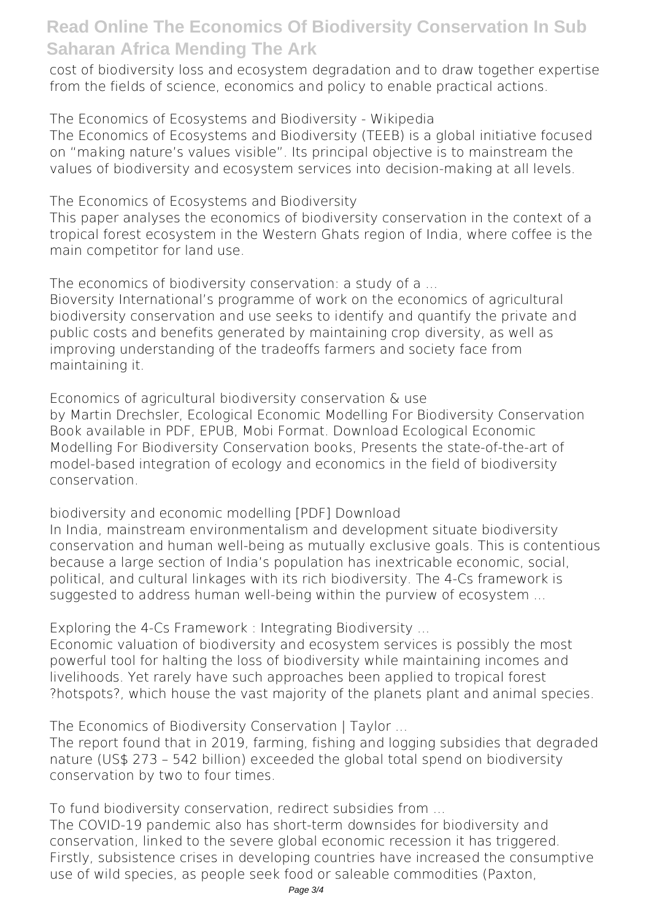cost of biodiversity loss and ecosystem degradation and to draw together expertise from the fields of science, economics and policy to enable practical actions.

The Economics of Ecosystems and Biodiversity - Wikipedia

The Economics of Ecosystems and Biodiversity (TEEB) is a global initiative focused on "making nature's values visible". Its principal objective is to mainstream the values of biodiversity and ecosystem services into decision-making at all levels.

The Economics of Ecosystems and Biodiversity

This paper analyses the economics of biodiversity conservation in the context of a tropical forest ecosystem in the Western Ghats region of India, where coffee is the main competitor for land use.

The economics of biodiversity conservation: a study of a ...

Bioversity International's programme of work on the economics of agricultural biodiversity conservation and use seeks to identify and quantify the private and public costs and benefits generated by maintaining crop diversity, as well as improving understanding of the tradeoffs farmers and society face from maintaining it.

Economics of agricultural biodiversity conservation & use

by Martin Drechsler, Ecological Economic Modelling For Biodiversity Conservation Book available in PDF, EPUB, Mobi Format. Download Ecological Economic Modelling For Biodiversity Conservation books, Presents the state-of-the-art of model-based integration of ecology and economics in the field of biodiversity conservation.

biodiversity and economic modelling [PDF] Download

In India, mainstream environmentalism and development situate biodiversity conservation and human well-being as mutually exclusive goals. This is contentious because a large section of India's population has inextricable economic, social, political, and cultural linkages with its rich biodiversity. The 4-Cs framework is suggested to address human well-being within the purview of ecosystem ...

Exploring the 4-Cs Framework : Integrating Biodiversity ...

Economic valuation of biodiversity and ecosystem services is possibly the most powerful tool for halting the loss of biodiversity while maintaining incomes and livelihoods. Yet rarely have such approaches been applied to tropical forest ?hotspots?, which house the vast majority of the planets plant and animal species.

The Economics of Biodiversity Conservation | Taylor ...

The report found that in 2019, farming, fishing and logging subsidies that degraded nature (US$ 273 – 542 billion) exceeded the global total spend on biodiversity conservation by two to four times.

To fund biodiversity conservation, redirect subsidies from ...

The COVID-19 pandemic also has short-term downsides for biodiversity and conservation, linked to the severe global economic recession it has triggered. Firstly, subsistence crises in developing countries have increased the consumptive use of wild species, as people seek food or saleable commodities (Paxton,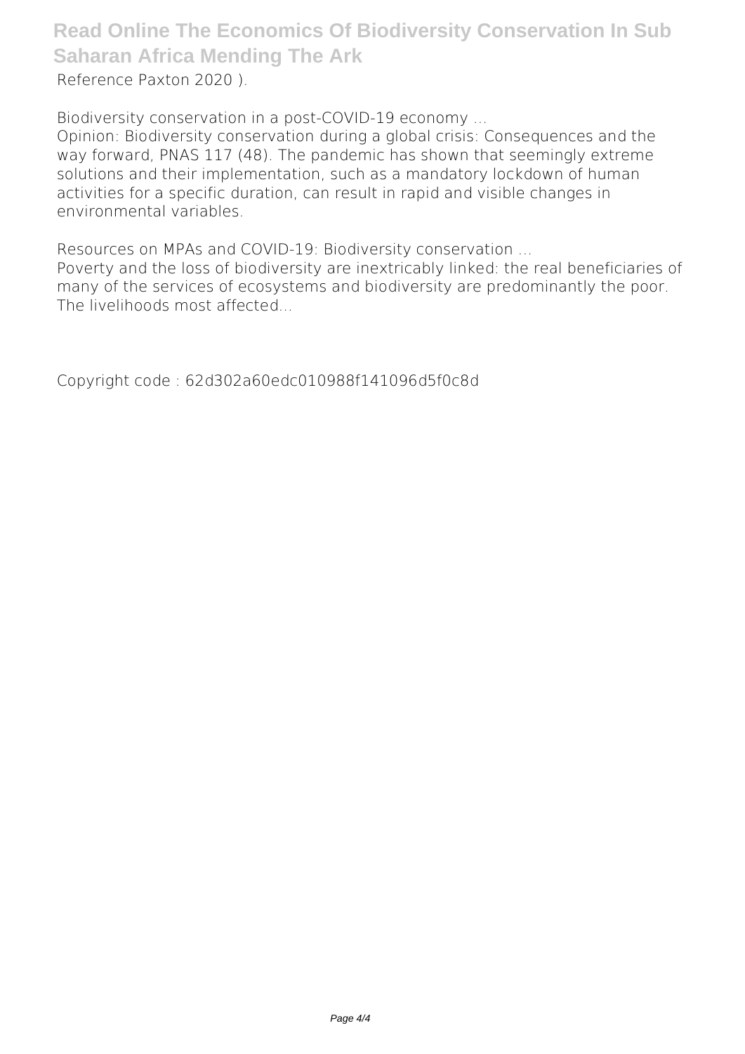Reference Paxton 2020 ).

Biodiversity conservation in a post-COVID-19 economy ...

Opinion: Biodiversity conservation during a global crisis: Consequences and the way forward, PNAS 117 (48). The pandemic has shown that seemingly extreme solutions and their implementation, such as a mandatory lockdown of human activities for a specific duration, can result in rapid and visible changes in environmental variables.

Resources on MPAs and COVID-19: Biodiversity conservation ...

Poverty and the loss of biodiversity are inextricably linked: the real beneficiaries of many of the services of ecosystems and biodiversity are predominantly the poor. The livelihoods most affected...

Copyright code : 62d302a60edc010988f141096d5f0c8d